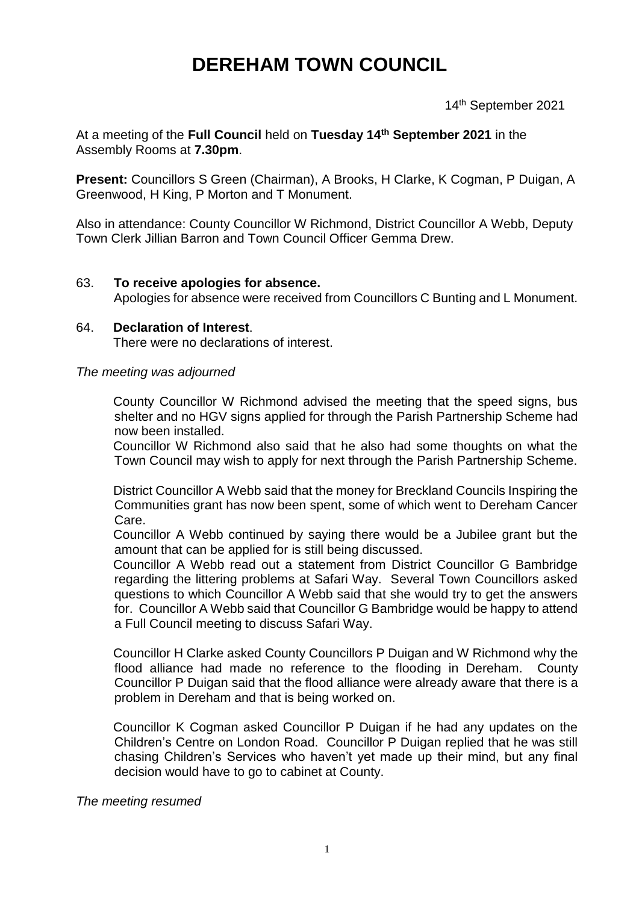# DEREHAM TOWN COUNCIL

14th September 2021

At a meeting of the **Full Council** held on **Tuesday 14th September 2021** in the Assembly Rooms at **7.30pm**.

**Present:** Councillors S Green (Chairman), A Brooks, H Clarke, K Cogman, P Duigan, A Greenwood, H King, P Morton and T Monument.

Also in attendance: County Councillor W Richmond, District Councillor A Webb, Deputy Town Clerk Jillian Barron and Town Council Officer Gemma Drew.

63. **To receive apologies for absence.**
    Apologies for absence were received from Councillors C Bunting and L Monument.

64. **Declaration of Interest**.
    There were no declarations of interest.

*The meeting was adjourned*

County Councillor W Richmond advised the meeting that the speed signs, bus shelter and no HGV signs applied for through the Parish Partnership Scheme had now been installed.

Councillor W Richmond also said that he also had some thoughts on what the Town Council may wish to apply for next through the Parish Partnership Scheme.

District Councillor A Webb said that the money for Breckland Councils Inspiring the Communities grant has now been spent, some of which went to Dereham Cancer Care.

Councillor A Webb continued by saying there would be a Jubilee grant but the amount that can be applied for is still being discussed.

Councillor A Webb read out a statement from District Councillor G Bambridge regarding the littering problems at Safari Way. Several Town Councillors asked questions to which Councillor A Webb said that she would try to get the answers for. Councillor A Webb said that Councillor G Bambridge would be happy to attend a Full Council meeting to discuss Safari Way.

Councillor H Clarke asked County Councillors P Duigan and W Richmond why the flood alliance had made no reference to the flooding in Dereham. County Councillor P Duigan said that the flood alliance were already aware that there is a problem in Dereham and that is being worked on.

Councillor K Cogman asked Councillor P Duigan if he had any updates on the Children's Centre on London Road. Councillor P Duigan replied that he was still chasing Children's Services who haven't yet made up their mind, but any final decision would have to go to cabinet at County.

*The meeting resumed*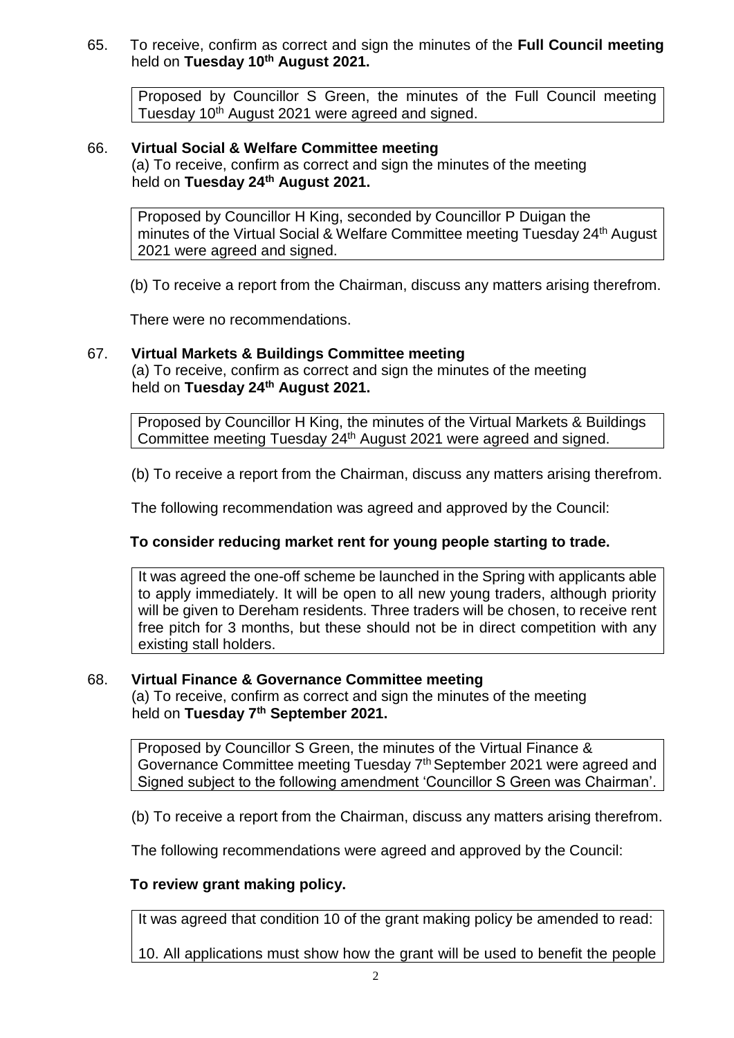65. To receive, confirm as correct and sign the minutes of the **Full Council meeting** held on **Tuesday 10th August 2021.**

> Proposed by Councillor S Green, the minutes of the Full Council meeting Tuesday 10th August 2021 were agreed and signed.

66. **Virtual Social & Welfare Committee meeting**
(a) To receive, confirm as correct and sign the minutes of the meeting held on **Tuesday 24th August 2021.**

> Proposed by Councillor H King, seconded by Councillor P Duigan the minutes of the Virtual Social & Welfare Committee meeting Tuesday 24th August 2021 were agreed and signed.

(b) To receive a report from the Chairman, discuss any matters arising therefrom.

There were no recommendations.

67. **Virtual Markets & Buildings Committee meeting**
(a) To receive, confirm as correct and sign the minutes of the meeting held on **Tuesday 24th August 2021.**

> Proposed by Councillor H King, the minutes of the Virtual Markets & Buildings Committee meeting Tuesday 24th August 2021 were agreed and signed.

(b) To receive a report from the Chairman, discuss any matters arising therefrom.

The following recommendation was agreed and approved by the Council:

**To consider reducing market rent for young people starting to trade.**

> It was agreed the one-off scheme be launched in the Spring with applicants able to apply immediately. It will be open to all new young traders, although priority will be given to Dereham residents. Three traders will be chosen, to receive rent free pitch for 3 months, but these should not be in direct competition with any existing stall holders.

68. **Virtual Finance & Governance Committee meeting**
(a) To receive, confirm as correct and sign the minutes of the meeting held on **Tuesday 7th September 2021.**

> Proposed by Councillor S Green, the minutes of the Virtual Finance & Governance Committee meeting Tuesday 7th September 2021 were agreed and Signed subject to the following amendment 'Councillor S Green was Chairman'.

(b) To receive a report from the Chairman, discuss any matters arising therefrom.

The following recommendations were agreed and approved by the Council:

**To review grant making policy.**

> It was agreed that condition 10 of the grant making policy be amended to read:
>
> 10. All applications must show how the grant will be used to benefit the people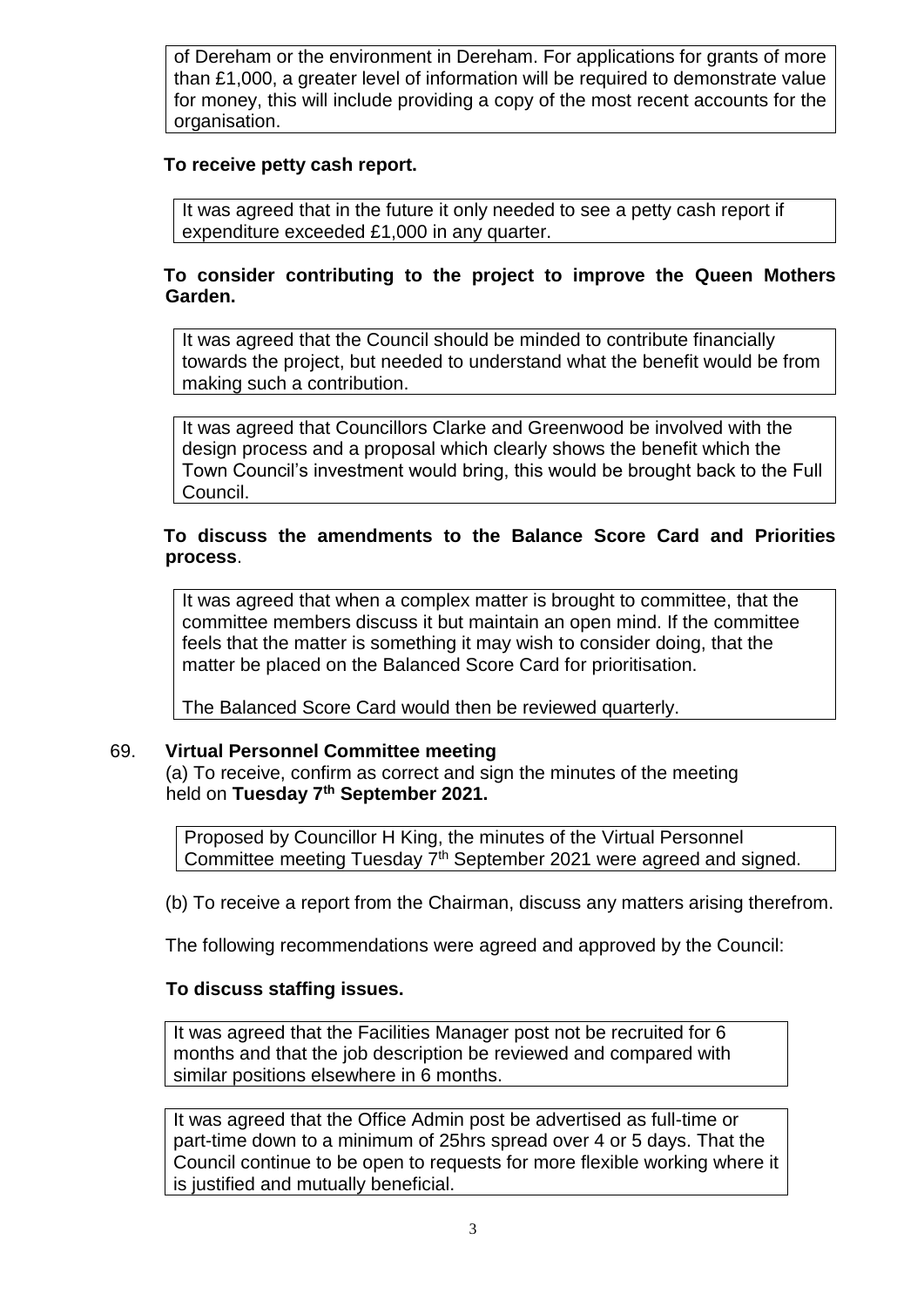of Dereham or the environment in Dereham. For applications for grants of more than £1,000, a greater level of information will be required to demonstrate value for money, this will include providing a copy of the most recent accounts for the organisation.

**To receive petty cash report.**

It was agreed that in the future it only needed to see a petty cash report if expenditure exceeded £1,000 in any quarter.

**To consider contributing to the project to improve the Queen Mothers Garden.**

It was agreed that the Council should be minded to contribute financially towards the project, but needed to understand what the benefit would be from making such a contribution.

It was agreed that Councillors Clarke and Greenwood be involved with the design process and a proposal which clearly shows the benefit which the Town Council's investment would bring, this would be brought back to the Full Council.

**To discuss the amendments to the Balance Score Card and Priorities process**.

It was agreed that when a complex matter is brought to committee, that the committee members discuss it but maintain an open mind. If the committee feels that the matter is something it may wish to consider doing, that the matter be placed on the Balanced Score Card for prioritisation.

The Balanced Score Card would then be reviewed quarterly.

69. **Virtual Personnel Committee meeting**

(a) To receive, confirm as correct and sign the minutes of the meeting held on **Tuesday 7th September 2021.**

Proposed by Councillor H King, the minutes of the Virtual Personnel Committee meeting Tuesday 7th September 2021 were agreed and signed.

(b) To receive a report from the Chairman, discuss any matters arising therefrom.

The following recommendations were agreed and approved by the Council:

**To discuss staffing issues.**

It was agreed that the Facilities Manager post not be recruited for 6 months and that the job description be reviewed and compared with similar positions elsewhere in 6 months.

It was agreed that the Office Admin post be advertised as full-time or part-time down to a minimum of 25hrs spread over 4 or 5 days. That the Council continue to be open to requests for more flexible working where it is justified and mutually beneficial.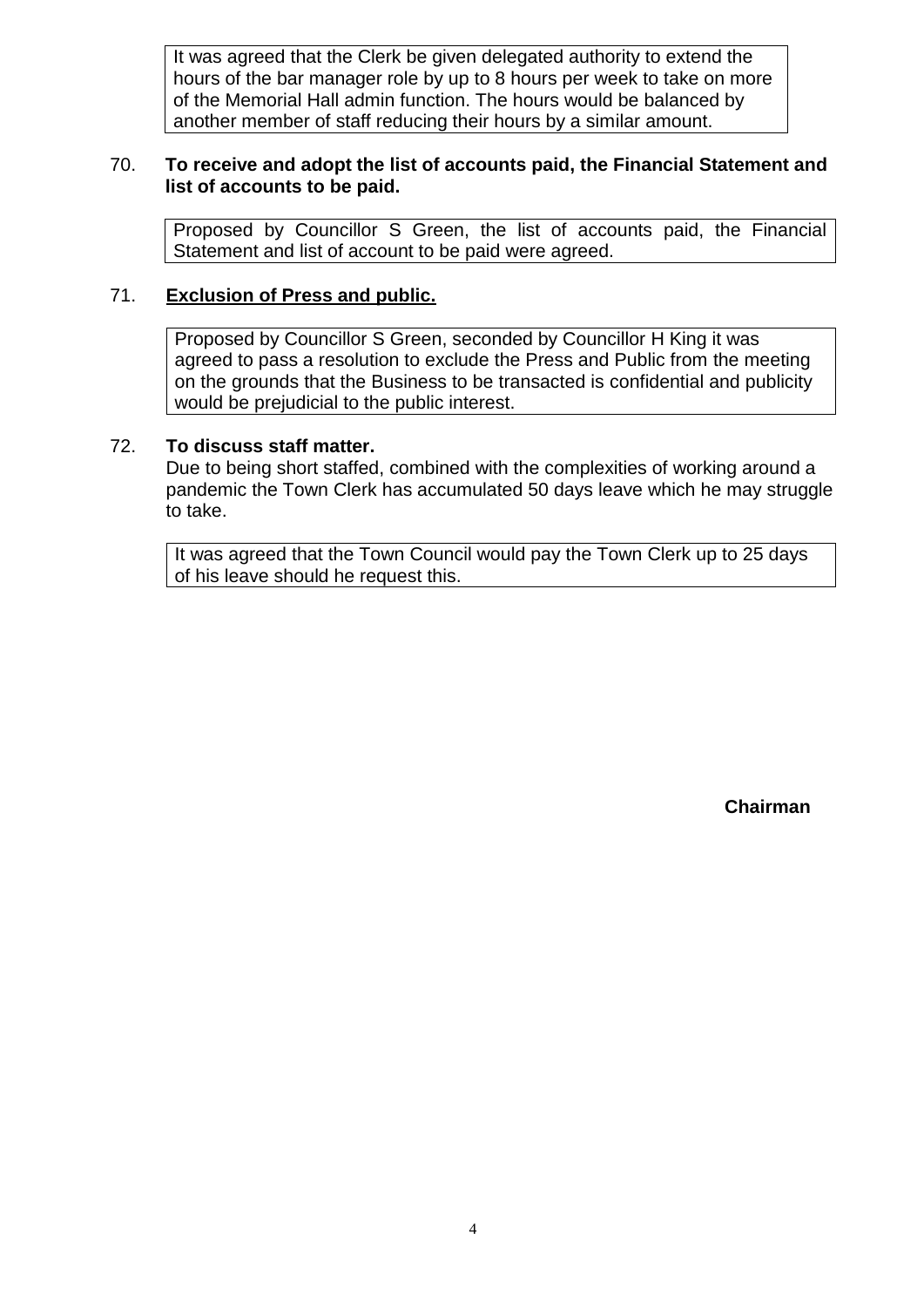It was agreed that the Clerk be given delegated authority to extend the hours of the bar manager role by up to 8 hours per week to take on more of the Memorial Hall admin function. The hours would be balanced by another member of staff reducing their hours by a similar amount.

70. **To receive and adopt the list of accounts paid, the Financial Statement and list of accounts to be paid.**

Proposed by Councillor S Green, the list of accounts paid, the Financial Statement and list of account to be paid were agreed.

71. **Exclusion of Press and public.**

Proposed by Councillor S Green, seconded by Councillor H King it was agreed to pass a resolution to exclude the Press and Public from the meeting on the grounds that the Business to be transacted is confidential and publicity would be prejudicial to the public interest.

72. **To discuss staff matter.**

Due to being short staffed, combined with the complexities of working around a pandemic the Town Clerk has accumulated 50 days leave which he may struggle to take.

It was agreed that the Town Council would pay the Town Clerk up to 25 days of his leave should he request this.

**Chairman**